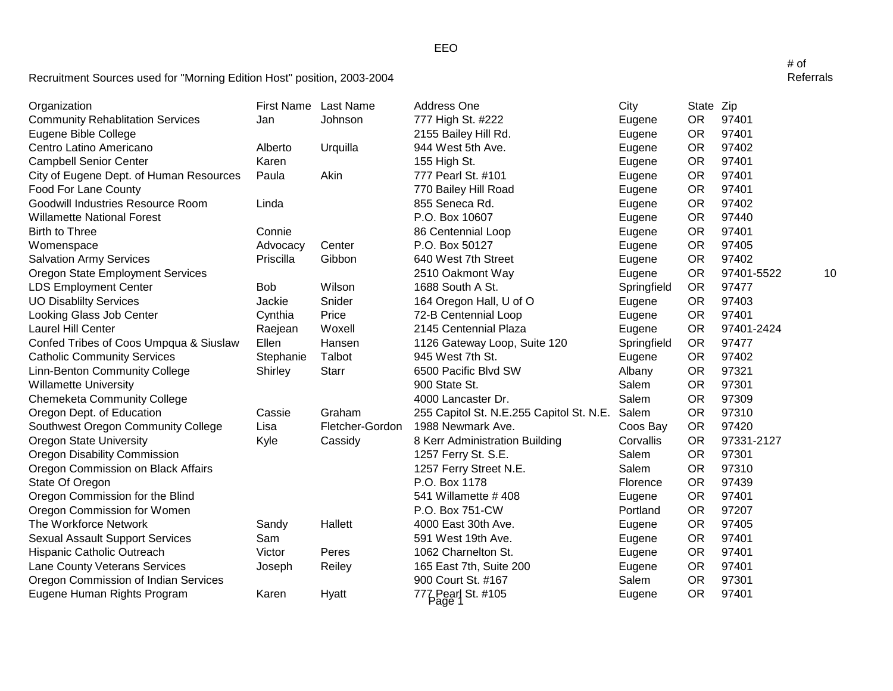EEO

Recruitment Sources used for "Morning Edition Host" position, 2003-2004

| Organization | First Name | Last Name | Address One | City | State | Zip | # of Referrals |
|---|---|---|---|---|---|---|---|
| Community Rehablitation Services | Jan | Johnson | 777 High St. #222 | Eugene | OR | 97401 | |
| Eugene Bible College | | | 2155 Bailey Hill Rd. | Eugene | OR | 97401 | |
| Centro Latino Americano | Alberto | Urquilla | 944 West 5th Ave. | Eugene | OR | 97402 | |
| Campbell Senior Center | Karen | | 155 High St. | Eugene | OR | 97401 | |
| City of Eugene Dept. of Human Resources | Paula | Akin | 777 Pearl St. #101 | Eugene | OR | 97401 | |
| Food For Lane County | | | 770 Bailey Hill Road | Eugene | OR | 97401 | |
| Goodwill Industries Resource Room | Linda | | 855 Seneca Rd. | Eugene | OR | 97402 | |
| Willamette National Forest | | | P.O. Box 10607 | Eugene | OR | 97440 | |
| Birth to Three | Connie | | 86 Centennial Loop | Eugene | OR | 97401 | |
| Womenspace | Advocacy | Center | P.O. Box 50127 | Eugene | OR | 97405 | |
| Salvation Army Services | Priscilla | Gibbon | 640 West 7th Street | Eugene | OR | 97402 | |
| Oregon State Employment Services | | | 2510 Oakmont Way | Eugene | OR | 97401-5522 | 10 |
| LDS Employment Center | Bob | Wilson | 1688 South A St. | Springfield | OR | 97477 | |
| UO Disablilty Services | Jackie | Snider | 164 Oregon Hall, U of O | Eugene | OR | 97403 | |
| Looking Glass Job Center | Cynthia | Price | 72-B Centennial Loop | Eugene | OR | 97401 | |
| Laurel Hill Center | Raejean | Woxell | 2145 Centennial Plaza | Eugene | OR | 97401-2424 | |
| Confed Tribes of Coos Umpqua & Siuslaw | Ellen | Hansen | 1126 Gateway Loop, Suite 120 | Springfield | OR | 97477 | |
| Catholic Community Services | Stephanie | Talbot | 945 West 7th St. | Eugene | OR | 97402 | |
| Linn-Benton Community College | Shirley | Starr | 6500 Pacific Blvd SW | Albany | OR | 97321 | |
| Willamette University | | | 900 State St. | Salem | OR | 97301 | |
| Chemeketa Community College | | | 4000 Lancaster Dr. | Salem | OR | 97309 | |
| Oregon Dept. of Education | Cassie | Graham | 255 Capitol St. N.E.255 Capitol St. N.E. | Salem | OR | 97310 | |
| Southwest Oregon Community College | Lisa | Fletcher-Gordon | 1988 Newmark Ave. | Coos Bay | OR | 97420 | |
| Oregon State University | Kyle | Cassidy | 8 Kerr Administration Building | Corvallis | OR | 97331-2127 | |
| Oregon Disability Commission | | | 1257 Ferry St. S.E. | Salem | OR | 97301 | |
| Oregon Commission on Black Affairs | | | 1257 Ferry Street N.E. | Salem | OR | 97310 | |
| State Of Oregon | | | P.O. Box 1178 | Florence | OR | 97439 | |
| Oregon Commission for the Blind | | | 541 Willamette # 408 | Eugene | OR | 97401 | |
| Oregon Commission for Women | | | P.O. Box 751-CW | Portland | OR | 97207 | |
| The Workforce Network | Sandy | Hallett | 4000 East 30th Ave. | Eugene | OR | 97405 | |
| Sexual Assault Support Services | Sam | | 591 West 19th Ave. | Eugene | OR | 97401 | |
| Hispanic Catholic Outreach | Victor | Peres | 1062 Charnelton St. | Eugene | OR | 97401 | |
| Lane County Veterans Services | Joseph | Reiley | 165 East 7th, Suite 200 | Eugene | OR | 97401 | |
| Oregon Commission of Indian Services | | | 900 Court St. #167 | Salem | OR | 97301 | |
| Eugene Human Rights Program | Karen | Hyatt | 777 Pearl St. #105 | Eugene | OR | 97401 | |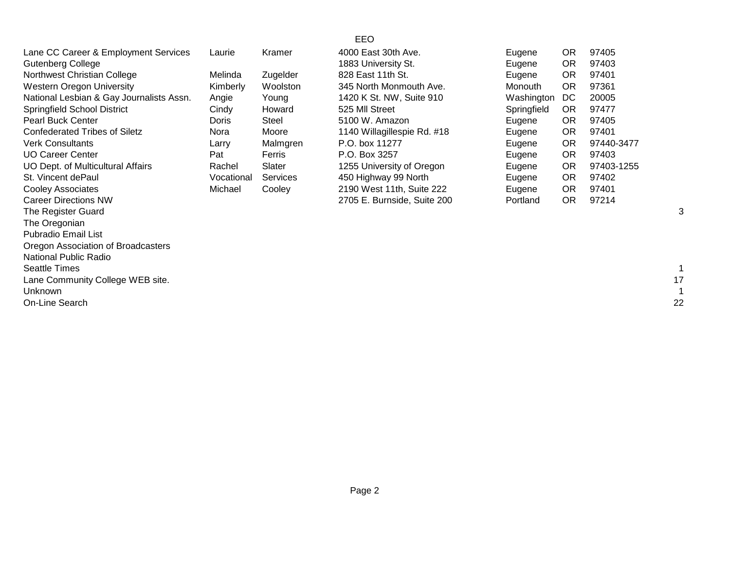EEO

| | | | | | | | |
|---|---|---|---|---|---|---|---|
| Lane CC Career & Employment Services | Laurie | Kramer | 4000 East 30th Ave. | Eugene | OR | 97405 | |
| Gutenberg College | | | 1883 University St. | Eugene | OR | 97403 | |
| Northwest Christian College | Melinda | Zugelder | 828 East 11th St. | Eugene | OR | 97401 | |
| Western Oregon University | Kimberly | Woolston | 345 North Monmouth Ave. | Monouth | OR | 97361 | |
| National Lesbian & Gay Journalists Assn. | Angie | Young | 1420 K St. NW, Suite 910 | Washington | DC | 20005 | |
| Springfield School District | Cindy | Howard | 525 Mll Street | Springfield | OR | 97477 | |
| Pearl Buck Center | Doris | Steel | 5100 W. Amazon | Eugene | OR | 97405 | |
| Confederated Tribes of Siletz | Nora | Moore | 1140 Willagillespie Rd. #18 | Eugene | OR | 97401 | |
| Verk Consultants | Larry | Malmgren | P.O. box 11277 | Eugene | OR | 97440-3477 | |
| UO Career Center | Pat | Ferris | P.O. Box 3257 | Eugene | OR | 97403 | |
| UO Dept. of Multicultural Affairs | Rachel | Slater | 1255 University of Oregon | Eugene | OR | 97403-1255 | |
| St. Vincent dePaul | Vocational | Services | 450 Highway 99 North | Eugene | OR | 97402 | |
| Cooley Associates | Michael | Cooley | 2190 West 11th, Suite 222 | Eugene | OR | 97401 | |
| Career Directions NW | | | 2705 E. Burnside, Suite 200 | Portland | OR | 97214 | |
| The Register Guard | | | | | | | 3 |
| The Oregonian | | | | | | | |
| Pubradio Email List | | | | | | | |
| Oregon Association of Broadcasters | | | | | | | |
| National Public Radio | | | | | | | |
| Seattle Times | | | | | | | 1 |
| Lane Community College WEB site. | | | | | | | 17 |
| Unknown | | | | | | | 1 |
| On-Line Search | | | | | | | 22 |